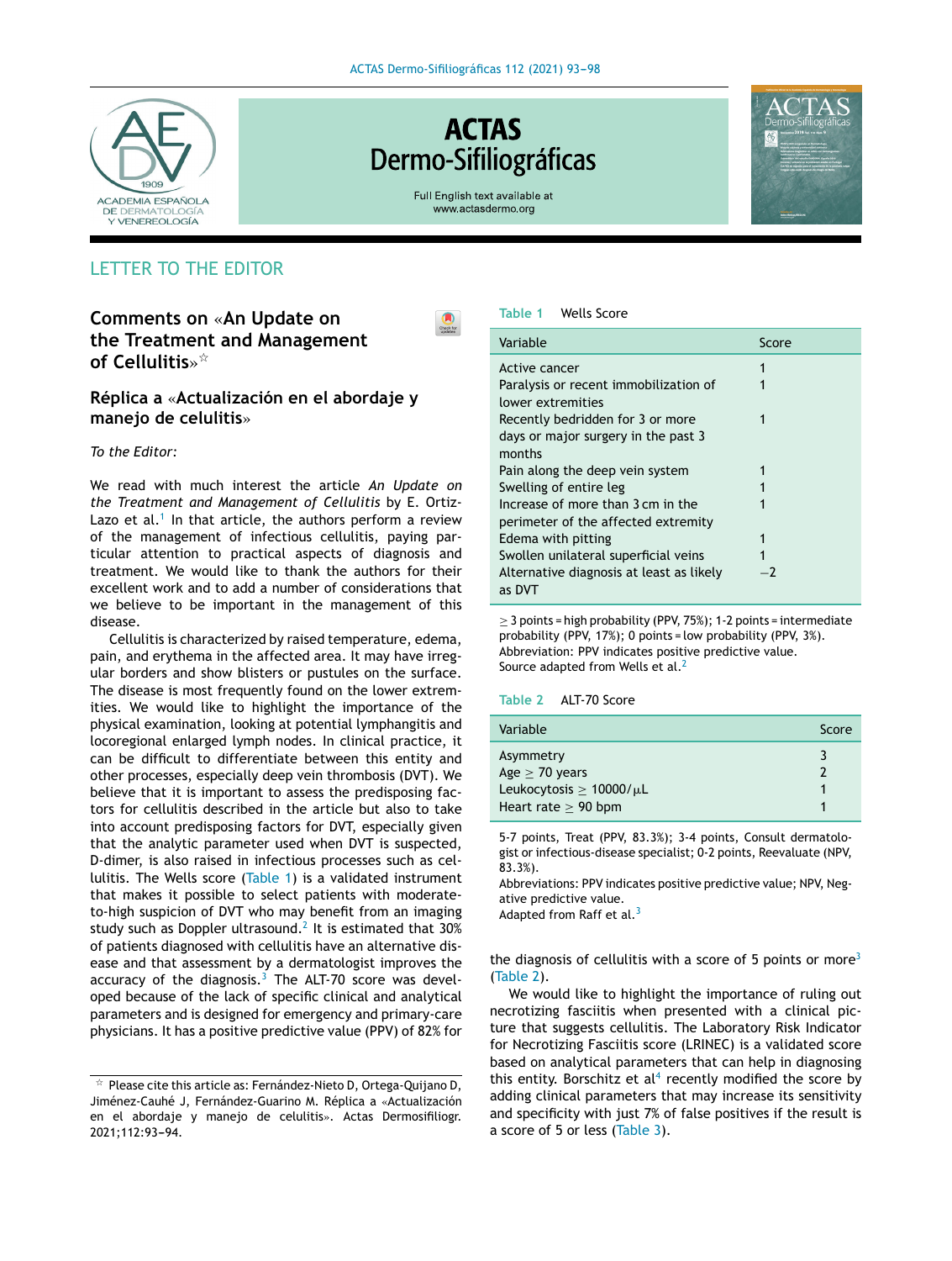LETTER TO THE EDITOR

# Comments on «An Update on the Treatment and Management of Cellulitis»[☆]

## Réplica a «Actualización en el abordaje y manejo de celulitis»

*To the Editor:*

We read with much interest the article *An Update on the Treatment and Management of Cellulitis* by E. Ortiz-Lazo et al.[1] In that article, the authors perform a review of the management of infectious cellulitis, paying particular attention to practical aspects of diagnosis and treatment. We would like to thank the authors for their excellent work and to add a number of considerations that we believe to be important in the management of this disease.

Cellulitis is characterized by raised temperature, edema, pain, and erythema in the affected area. It may have irregular borders and show blisters or pustules on the surface. The disease is most frequently found on the lower extremities. We would like to highlight the importance of the physical examination, looking at potential lymphangitis and locoregional enlarged lymph nodes. In clinical practice, it can be difficult to differentiate between this entity and other processes, especially deep vein thrombosis (DVT). We believe that it is important to assess the predisposing factors for cellulitis described in the article but also to take into account predisposing factors for DVT, especially given that the analytic parameter used when DVT is suspected, D-dimer, is also raised in infectious processes such as cellulitis. The Wells score (Table 1) is a validated instrument that makes it possible to select patients with moderate-to-high suspicion of DVT who may benefit from an imaging study such as Doppler ultrasound.[2] It is estimated that 30% of patients diagnosed with cellulitis have an alternative disease and that assessment by a dermatologist improves the accuracy of the diagnosis.[3] The ALT-70 score was developed because of the lack of specific clinical and analytical parameters and is designed for emergency and primary-care physicians. It has a positive predictive value (PPV) of 82% for the diagnosis of cellulitis with a score of 5 points or more[3] (Table 2).

**Table 1** Wells Score

| Variable | Score |
|---|---|
| Active cancer | 1 |
| Paralysis or recent immobilization of lower extremities | 1 |
| Recently bedridden for 3 or more days or major surgery in the past 3 months | 1 |
| Pain along the deep vein system | 1 |
| Swelling of entire leg | 1 |
| Increase of more than 3 cm in the perimeter of the affected extremity | 1 |
| Edema with pitting | 1 |
| Swollen unilateral superficial veins | 1 |
| Alternative diagnosis at least as likely as DVT | −2 |

≥ 3 points = high probability (PPV, 75%); 1-2 points = intermediate probability (PPV, 17%); 0 points = low probability (PPV, 3%).
Abbreviation: PPV indicates positive predictive value.
Source adapted from Wells et al.[2]

**Table 2** ALT-70 Score

| Variable | Score |
|---|---|
| Asymmetry | 3 |
| Age ≥ 70 years | 2 |
| Leukocytosis ≥ 10000/μL | 1 |
| Heart rate ≥ 90 bpm | 1 |

5-7 points, Treat (PPV, 83.3%); 3-4 points, Consult dermatologist or infectious-disease specialist; 0-2 points, Reevaluate (NPV, 83.3%).
Abbreviations: PPV indicates positive predictive value; NPV, Negative predictive value.
Adapted from Raff et al.[3]

We would like to highlight the importance of ruling out necrotizing fasciitis when presented with a clinical picture that suggests cellulitis. The Laboratory Risk Indicator for Necrotizing Fasciitis score (LRINEC) is a validated score based on analytical parameters that can help in diagnosing this entity. Borschitz et al[4] recently modified the score by adding clinical parameters that may increase its sensitivity and specificity with just 7% of false positives if the result is a score of 5 or less (Table 3).

[☆] Please cite this article as: Fernández-Nieto D, Ortega-Quijano D, Jiménez-Cauhé J, Fernández-Guarino M. Réplica a «Actualización en el abordaje y manejo de celulitis». Actas Dermosifiliogr. 2021;112:93–94.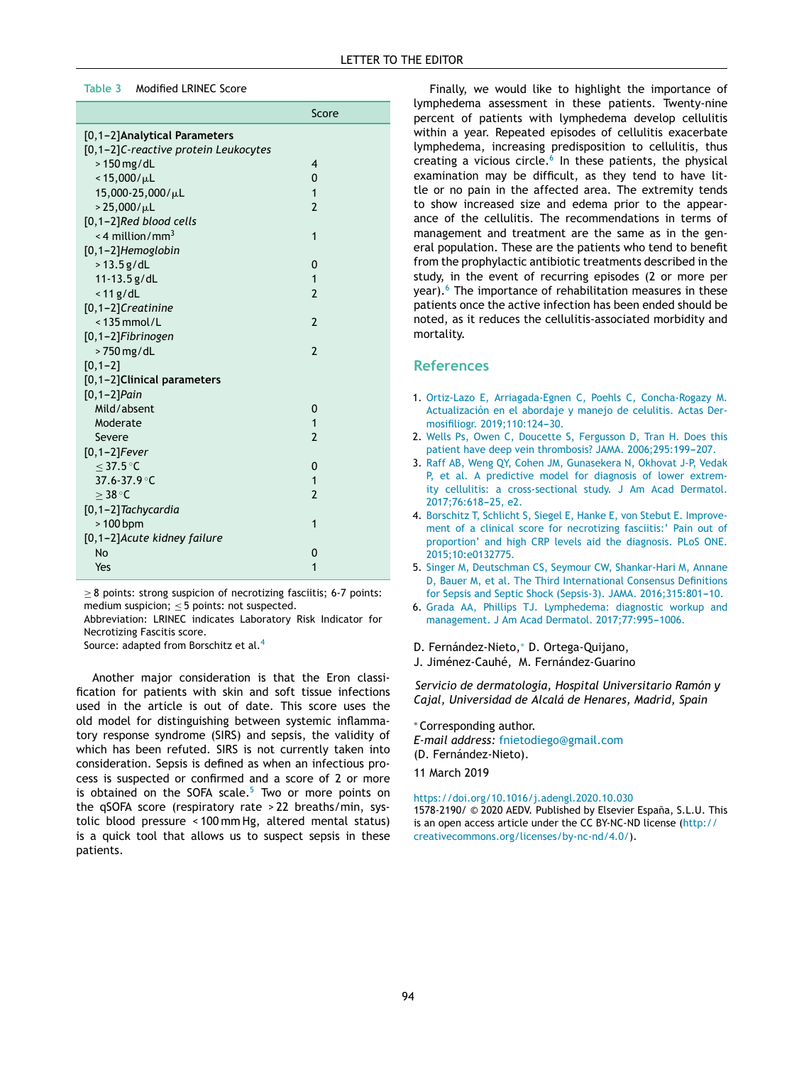Table 3 Modified LRINEC Score

| | Score |
|---|---|
| [0,1−2]**Analytical Parameters** | |
| [0,1−2]*C-reactive protein Leukocytes* | |
| >150 mg/dL | 4 |
| <15,000/μL | 0 |
| 15,000-25,000/μL | 1 |
| >25,000/μL | 2 |
| [0,1−2]*Red blood cells* | |
| <4 million/mm$^3$ | 1 |
| [0,1−2]*Hemoglobin* | |
| >13.5 g/dL | 0 |
| 11-13.5 g/dL | 1 |
| <11 g/dL | 2 |
| [0,1−2]*Creatinine* | |
| <135 mmol/L | 2 |
| [0,1−2]*Fibrinogen* | |
| >750 mg/dL | 2 |
| [0,1−2] | |
| [0,1−2]**Clinical parameters** | |
| [0,1−2]*Pain* | |
| Mild/absent | 0 |
| Moderate | 1 |
| Severe | 2 |
| [0,1−2]*Fever* | |
| ≤37.5 °C | 0 |
| 37.6-37.9 °C | 1 |
| ≥38 °C | 2 |
| [0,1−2]*Tachycardia* | |
| >100 bpm | 1 |
| [0,1−2]*Acute kidney failure* | |
| No | 0 |
| Yes | 1 |

≥8 points: strong suspicion of necrotizing fasciitis; 6-7 points: medium suspicion; ≤5 points: not suspected.
Abbreviation: LRINEC indicates Laboratory Risk Indicator for Necrotizing Fascitis score.
Source: adapted from Borschitz et al.[4]

Another major consideration is that the Eron classification for patients with skin and soft tissue infections used in the article is out of date. This score uses the old model for distinguishing between systemic inflammatory response syndrome (SIRS) and sepsis, the validity of which has been refuted. SIRS is not currently taken into consideration. Sepsis is defined as when an infectious process is suspected or confirmed and a score of 2 or more is obtained on the SOFA scale.[5] Two or more points on the qSOFA score (respiratory rate >22 breaths/min, systolic blood pressure <100 mm Hg, altered mental status) is a quick tool that allows us to suspect sepsis in these patients.

Finally, we would like to highlight the importance of lymphedema assessment in these patients. Twenty-nine percent of patients with lymphedema develop cellulitis within a year. Repeated episodes of cellulitis exacerbate lymphedema, increasing predisposition to cellulitis, thus creating a vicious circle.[6] In these patients, the physical examination may be difficult, as they tend to have little or no pain in the affected area. The extremity tends to show increased size and edema prior to the appearance of the cellulitis. The recommendations in terms of management and treatment are the same as in the general population. These are the patients who tend to benefit from the prophylactic antibiotic treatments described in the study, in the event of recurring episodes (2 or more per year).[6] The importance of rehabilitation measures in these patients once the active infection has been ended should be noted, as it reduces the cellulitis-associated morbidity and mortality.

## References

1. Ortiz-Lazo E, Arriagada-Egnen C, Poehls C, Concha-Rogazy M. Actualización en el abordaje y manejo de celulitis. Actas Dermosifiliogr. 2019;110:124–30.
2. Wells Ps, Owen C, Doucette S, Fergusson D, Tran H. Does this patient have deep vein thrombosis? JAMA. 2006;295:199–207.
3. Raff AB, Weng QY, Cohen JM, Gunasekera N, Okhovat J-P, Vedak P, et al. A predictive model for diagnosis of lower extremity cellulitis: a cross-sectional study. J Am Acad Dermatol. 2017;76:618–25, e2.
4. Borschitz T, Schlicht S, Siegel E, Hanke E, von Stebut E. Improvement of a clinical score for necrotizing fasciitis:' Pain out of proportion' and high CRP levels aid the diagnosis. PLoS ONE. 2015;10:e0132775.
5. Singer M, Deutschman CS, Seymour CW, Shankar-Hari M, Annane D, Bauer M, et al. The Third International Consensus Definitions for Sepsis and Septic Shock (Sepsis-3). JAMA. 2016;315:801–10.
6. Grada AA, Phillips TJ. Lymphedema: diagnostic workup and management. J Am Acad Dermatol. 2017;77:995–1006.

D. Fernández-Nieto,* D. Ortega-Quijano, J. Jiménez-Cauhé, M. Fernández-Guarino

*Servicio de dermatología, Hospital Universitario Ramón y Cajal, Universidad de Alcalá de Henares, Madrid, Spain*

* Corresponding author.
*E-mail address:* fnietodiego@gmail.com
(D. Fernández-Nieto).

11 March 2019

https://doi.org/10.1016/j.adengl.2020.10.030
1578-2190/ © 2020 AEDV. Published by Elsevier España, S.L.U. This is an open access article under the CC BY-NC-ND license (http://creativecommons.org/licenses/by-nc-nd/4.0/).